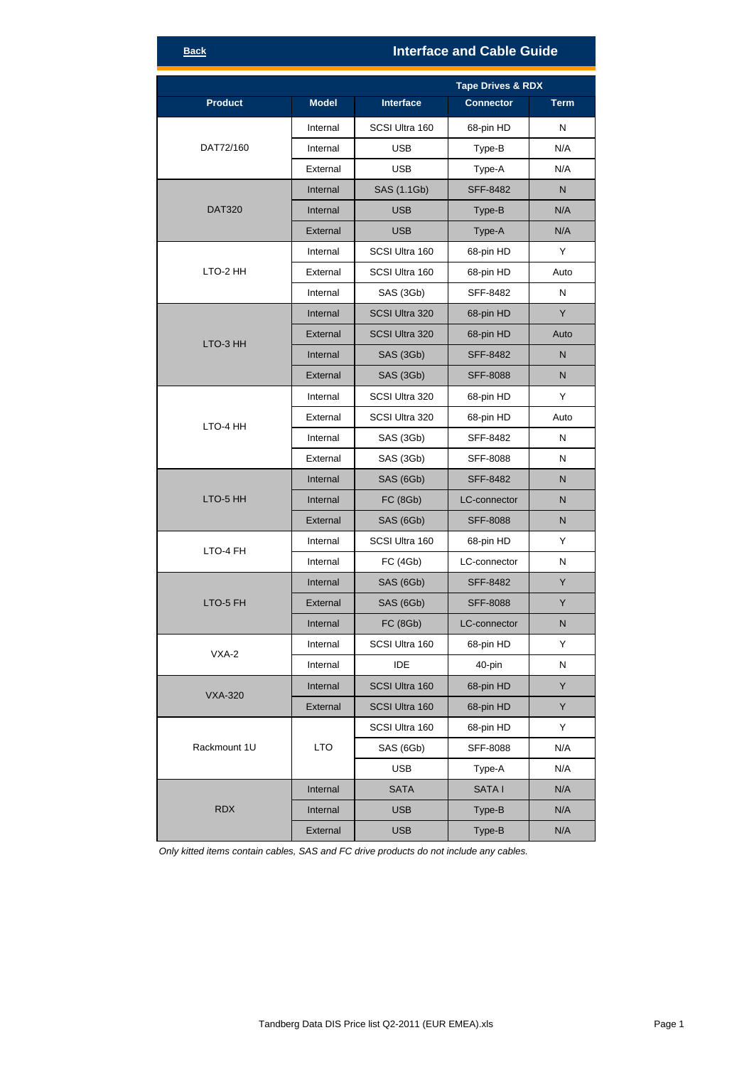Back

# Interface and Cable Guide

| Tape Drives & RDX | | | | |
|---|---|---|---|---|
| **Product** | **Model** | **Interface** | **Connector** | **Term** |
| DAT72/160 | Internal | SCSI Ultra 160 | 68-pin HD | N |
| | Internal | USB | Type-B | N/A |
| | External | USB | Type-A | N/A |
| DAT320 | Internal | SAS (1.1Gb) | SFF-8482 | N |
| | Internal | USB | Type-B | N/A |
| | External | USB | Type-A | N/A |
| LTO-2 HH | Internal | SCSI Ultra 160 | 68-pin HD | Y |
| | External | SCSI Ultra 160 | 68-pin HD | Auto |
| | Internal | SAS (3Gb) | SFF-8482 | N |
| LTO-3 HH | Internal | SCSI Ultra 320 | 68-pin HD | Y |
| | External | SCSI Ultra 320 | 68-pin HD | Auto |
| | Internal | SAS (3Gb) | SFF-8482 | N |
| | External | SAS (3Gb) | SFF-8088 | N |
| LTO-4 HH | Internal | SCSI Ultra 320 | 68-pin HD | Y |
| | External | SCSI Ultra 320 | 68-pin HD | Auto |
| | Internal | SAS (3Gb) | SFF-8482 | N |
| | External | SAS (3Gb) | SFF-8088 | N |
| LTO-5 HH | Internal | SAS (6Gb) | SFF-8482 | N |
| | Internal | FC (8Gb) | LC-connector | N |
| | External | SAS (6Gb) | SFF-8088 | N |
| LTO-4 FH | Internal | SCSI Ultra 160 | 68-pin HD | Y |
| | Internal | FC (4Gb) | LC-connector | N |
| LTO-5 FH | Internal | SAS (6Gb) | SFF-8482 | Y |
| | External | SAS (6Gb) | SFF-8088 | Y |
| | Internal | FC (8Gb) | LC-connector | N |
| VXA-2 | Internal | SCSI Ultra 160 | 68-pin HD | Y |
| | Internal | IDE | 40-pin | N |
| VXA-320 | Internal | SCSI Ultra 160 | 68-pin HD | Y |
| | External | SCSI Ultra 160 | 68-pin HD | Y |
| Rackmount 1U | LTO | SCSI Ultra 160 | 68-pin HD | Y |
| | | SAS (6Gb) | SFF-8088 | N/A |
| | | USB | Type-A | N/A |
| RDX | Internal | SATA | SATA I | N/A |
| | Internal | USB | Type-B | N/A |
| | External | USB | Type-B | N/A |

*Only kitted items contain cables, SAS and FC drive products do not include any cables.*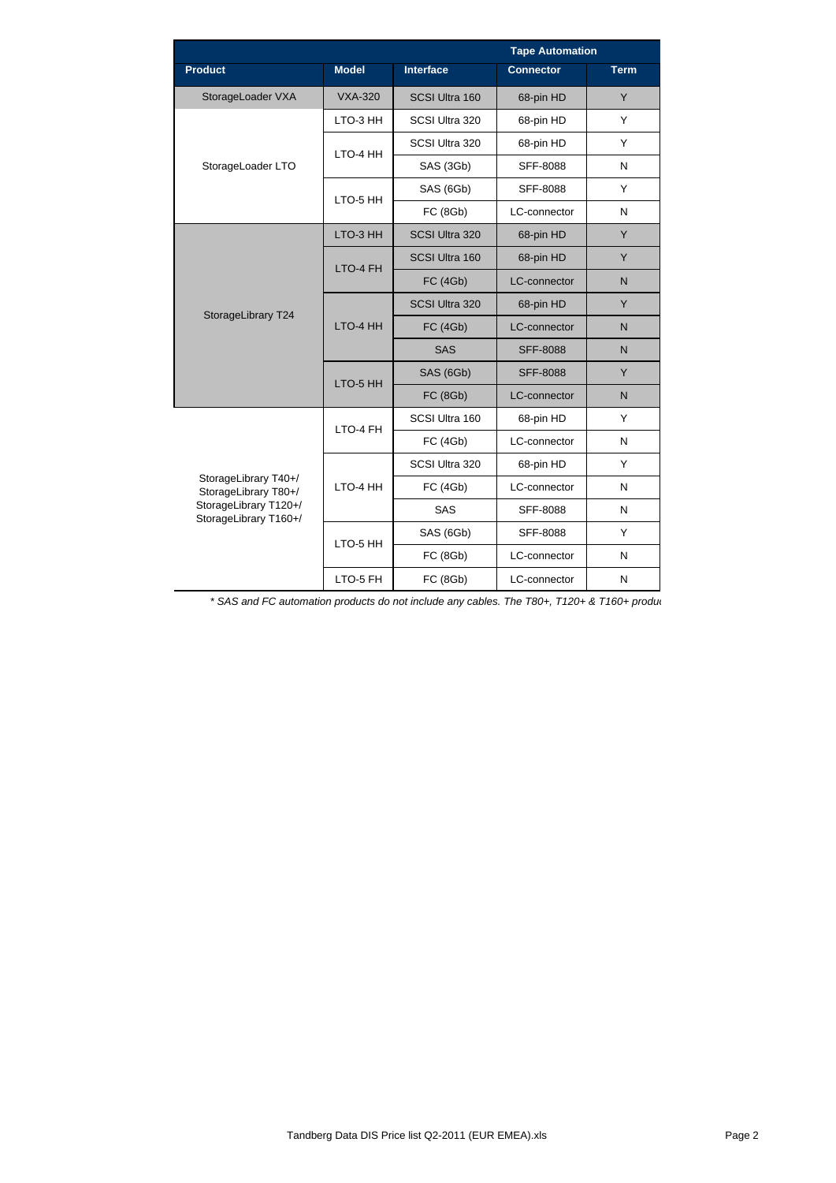| | | | Tape Automation | |
|---|---|---|---|---|
| **Product** | **Model** | **Interface** | **Connector** | **Term** |
| StorageLoader VXA | VXA-320 | SCSI Ultra 160 | 68-pin HD | Y |
| StorageLoader LTO | LTO-3 HH | SCSI Ultra 320 | 68-pin HD | Y |
| | LTO-4 HH | SCSI Ultra 320 | 68-pin HD | Y |
| | | SAS (3Gb) | SFF-8088 | N |
| | LTO-5 HH | SAS (6Gb) | SFF-8088 | Y |
| | | FC (8Gb) | LC-connector | N |
| StorageLibrary T24 | LTO-3 HH | SCSI Ultra 320 | 68-pin HD | Y |
| | LTO-4 FH | SCSI Ultra 160 | 68-pin HD | Y |
| | | FC (4Gb) | LC-connector | N |
| | LTO-4 HH | SCSI Ultra 320 | 68-pin HD | Y |
| | | FC (4Gb) | LC-connector | N |
| | | SAS | SFF-8088 | N |
| | LTO-5 HH | SAS (6Gb) | SFF-8088 | Y |
| | | FC (8Gb) | LC-connector | N |
| StorageLibrary T40+/ StorageLibrary T80+/ StorageLibrary T120+/ StorageLibrary T160+/ | LTO-4 FH | SCSI Ultra 160 | 68-pin HD | Y |
| | | FC (4Gb) | LC-connector | N |
| | LTO-4 HH | SCSI Ultra 320 | 68-pin HD | Y |
| | | FC (4Gb) | LC-connector | N |
| | | SAS | SFF-8088 | N |
| | LTO-5 HH | SAS (6Gb) | SFF-8088 | Y |
| | | FC (8Gb) | LC-connector | N |
| | LTO-5 FH | FC (8Gb) | LC-connector | N |

*\* SAS and FC automation products do not include any cables. The T80+, T120+ & T160+ produ*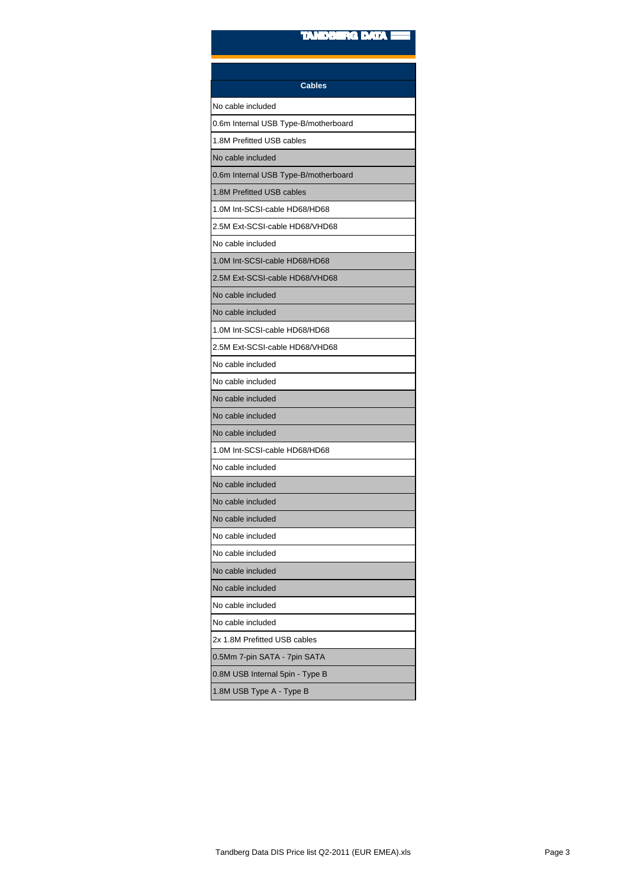| Cables |
|---|
| No cable included |
| 0.6m Internal USB Type-B/motherboard |
| 1.8M Prefitted USB cables |
| No cable included |
| 0.6m Internal USB Type-B/motherboard |
| 1.8M Prefitted USB cables |
| 1.0M Int-SCSI-cable HD68/HD68 |
| 2.5M Ext-SCSI-cable HD68/VHD68 |
| No cable included |
| 1.0M Int-SCSI-cable HD68/HD68 |
| 2.5M Ext-SCSI-cable HD68/VHD68 |
| No cable included |
| No cable included |
| 1.0M Int-SCSI-cable HD68/HD68 |
| 2.5M Ext-SCSI-cable HD68/VHD68 |
| No cable included |
| No cable included |
| No cable included |
| No cable included |
| No cable included |
| 1.0M Int-SCSI-cable HD68/HD68 |
| No cable included |
| No cable included |
| No cable included |
| No cable included |
| No cable included |
| No cable included |
| No cable included |
| No cable included |
| No cable included |
| No cable included |
| 2x 1.8M Prefitted USB cables |
| 0.5Mm 7-pin SATA - 7pin SATA |
| 0.8M USB Internal 5pin - Type B |
| 1.8M USB Type A - Type B |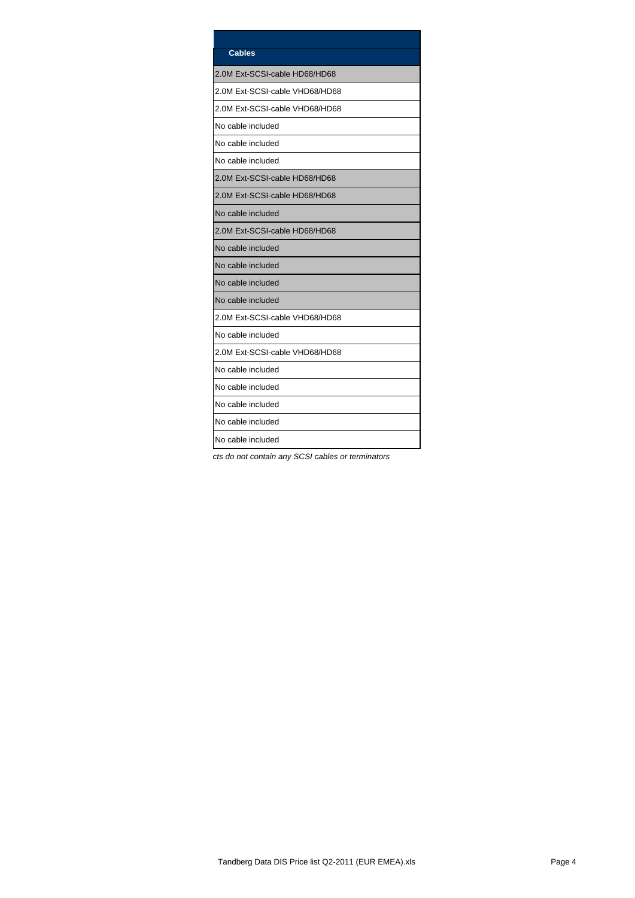| Cables |
|---|
| 2.0M Ext-SCSI-cable HD68/HD68 |
| 2.0M Ext-SCSI-cable VHD68/HD68 |
| 2.0M Ext-SCSI-cable VHD68/HD68 |
| No cable included |
| No cable included |
| No cable included |
| 2.0M Ext-SCSI-cable HD68/HD68 |
| 2.0M Ext-SCSI-cable HD68/HD68 |
| No cable included |
| 2.0M Ext-SCSI-cable HD68/HD68 |
| No cable included |
| No cable included |
| No cable included |
| No cable included |
| 2.0M Ext-SCSI-cable VHD68/HD68 |
| No cable included |
| 2.0M Ext-SCSI-cable VHD68/HD68 |
| No cable included |
| No cable included |
| No cable included |
| No cable included |
| No cable included |

*cts do not contain any SCSI cables or terminators*